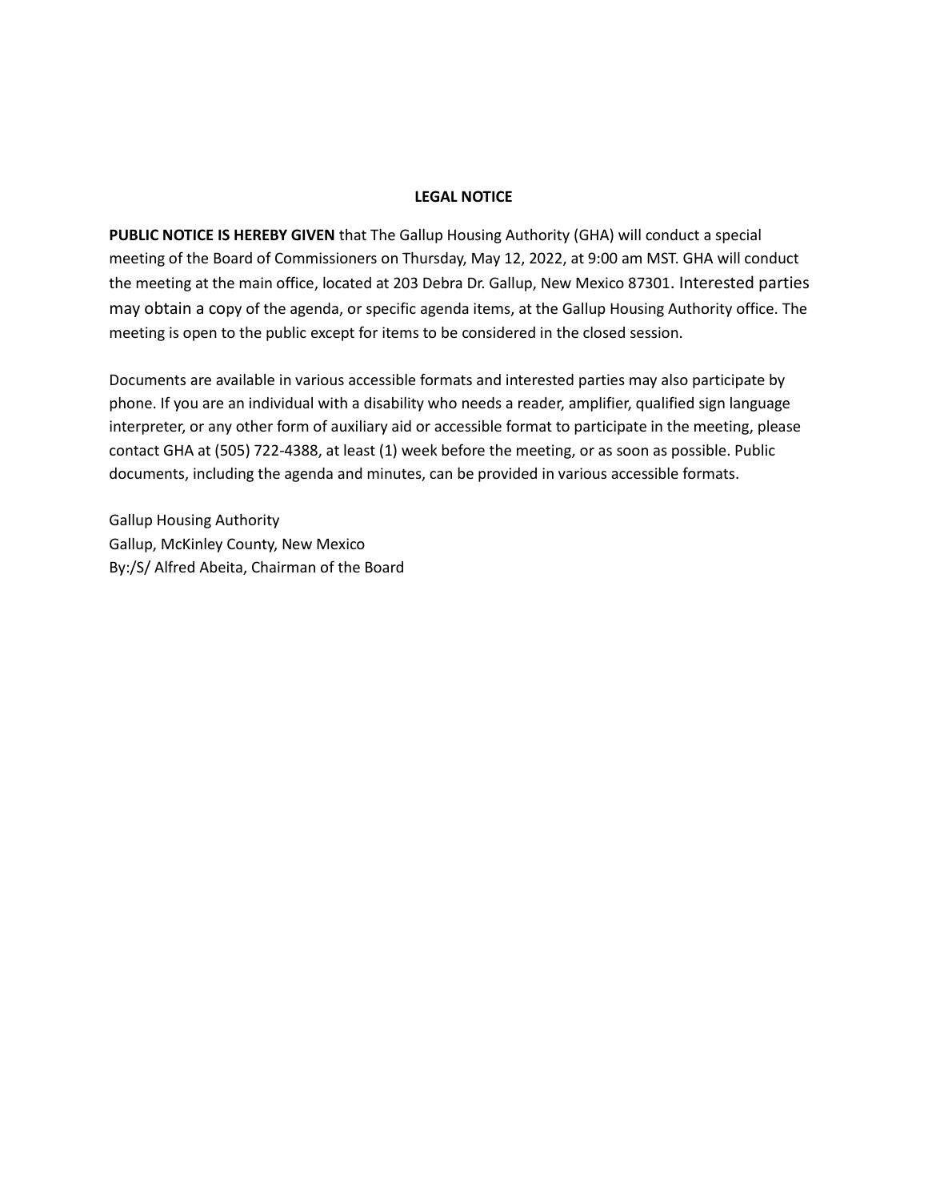**LEGAL NOTICE**

**PUBLIC NOTICE IS HEREBY GIVEN** that The Gallup Housing Authority (GHA) will conduct a special meeting of the Board of Commissioners on Thursday, May 12, 2022, at 9:00 am MST. GHA will conduct the meeting at the main office, located at 203 Debra Dr. Gallup, New Mexico 87301. Interested parties may obtain a copy of the agenda, or specific agenda items, at the Gallup Housing Authority office. The meeting is open to the public except for items to be considered in the closed session.

Documents are available in various accessible formats and interested parties may also participate by phone. If you are an individual with a disability who needs a reader, amplifier, qualified sign language interpreter, or any other form of auxiliary aid or accessible format to participate in the meeting, please contact GHA at (505) 722-4388, at least (1) week before the meeting, or as soon as possible. Public documents, including the agenda and minutes, can be provided in various accessible formats.

Gallup Housing Authority
Gallup, McKinley County, New Mexico
By:/S/ Alfred Abeita, Chairman of the Board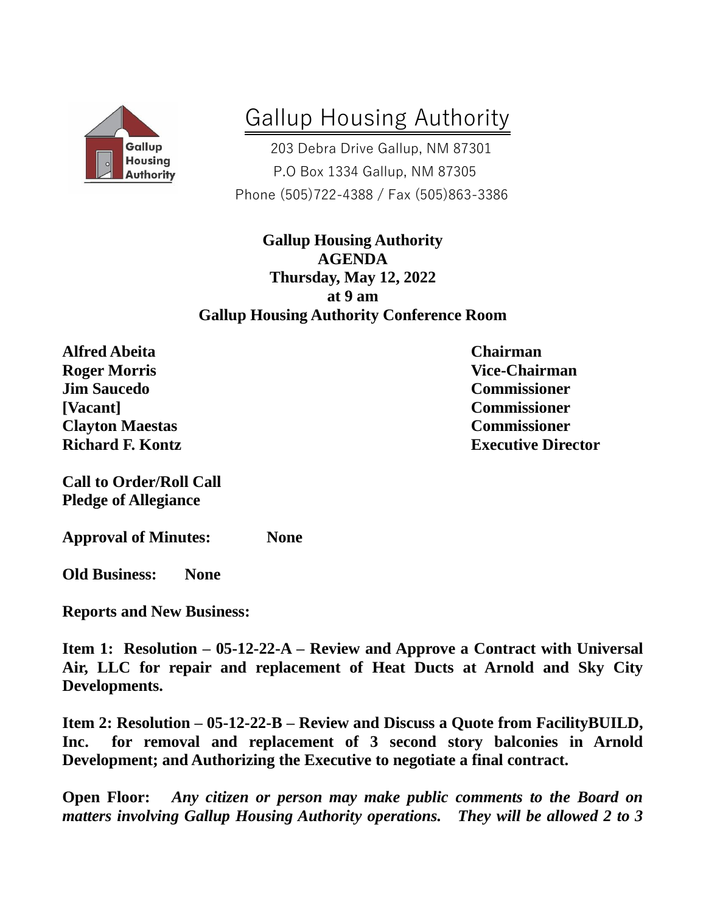# Gallup Housing Authority

203 Debra Drive Gallup, NM 87301
P.O Box 1334 Gallup, NM 87305
Phone (505)722-4388 / Fax (505)863-3386

**Gallup Housing Authority**
**AGENDA**
**Thursday, May 12, 2022**
**at 9 am**
**Gallup Housing Authority Conference Room**

| | |
|---|---|
| **Alfred Abeita** | **Chairman** |
| **Roger Morris** | **Vice-Chairman** |
| **Jim Saucedo** | **Commissioner** |
| **[Vacant]** | **Commissioner** |
| **Clayton Maestas** | **Commissioner** |
| **Richard F. Kontz** | **Executive Director** |

**Call to Order/Roll Call**
**Pledge of Allegiance**

**Approval of Minutes: None**

**Old Business: None**

**Reports and New Business:**

**Item 1: Resolution – 05-12-22-A – Review and Approve a Contract with Universal Air, LLC for repair and replacement of Heat Ducts at Arnold and Sky City Developments.**

**Item 2: Resolution – 05-12-22-B – Review and Discuss a Quote from FacilityBUILD, Inc. for removal and replacement of 3 second story balconies in Arnold Development; and Authorizing the Executive to negotiate a final contract.**

**Open Floor:** ***Any citizen or person may make public comments to the Board on matters involving Gallup Housing Authority operations. They will be allowed 2 to 3***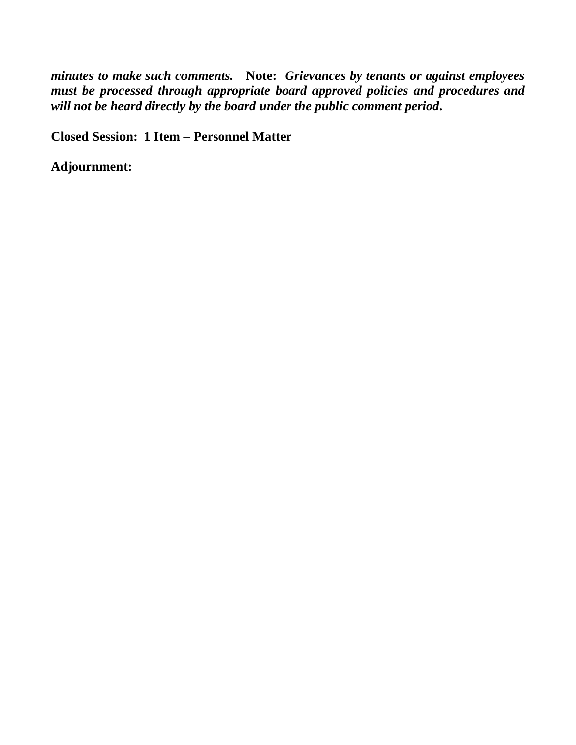***minutes to make such comments.*** **Note:** ***Grievances by tenants or against employees must be processed through appropriate board approved policies and procedures and will not be heard directly by the board under the public comment period.***

**Closed Session: 1 Item – Personnel Matter**

**Adjournment:**